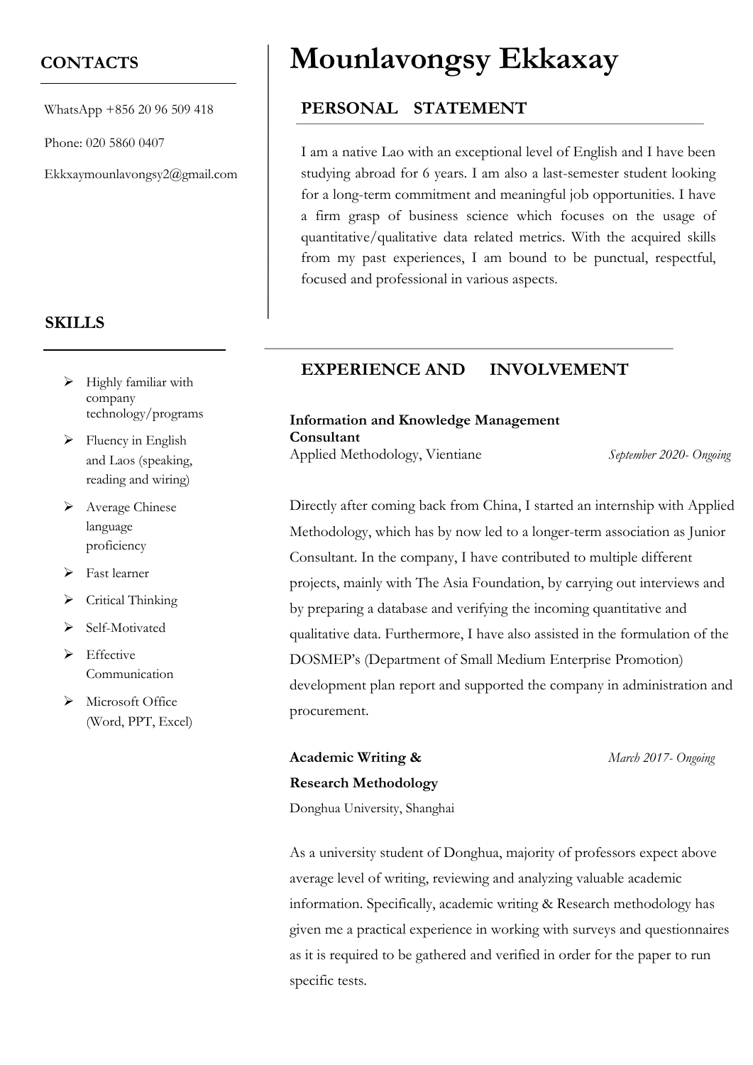# Mounlavongsy Ekkaxay

## CONTACTS

WhatsApp +856 20 96 509 418

Phone: 020 5860 0407

Ekkxaymounlavongsy2@gmail.com

## SKILLS

- Highly familiar with company technology/programs
- Fluency in English and Laos (speaking, reading and wiring)
- Average Chinese language proficiency
- Fast learner
- Critical Thinking
- Self-Motivated
- Effective Communication
- Microsoft Office (Word, PPT, Excel)

## PERSONAL STATEMENT

I am a native Lao with an exceptional level of English and I have been studying abroad for 6 years. I am also a last-semester student looking for a long-term commitment and meaningful job opportunities. I have a firm grasp of business science which focuses on the usage of quantitative/qualitative data related metrics. With the acquired skills from my past experiences, I am bound to be punctual, respectful, focused and professional in various aspects.

## EXPERIENCE AND INVOLVEMENT

**Information and Knowledge Management Consultant**
Applied Methodology, Vientiane — *September 2020- Ongoing*

Directly after coming back from China, I started an internship with Applied Methodology, which has by now led to a longer-term association as Junior Consultant. In the company, I have contributed to multiple different projects, mainly with The Asia Foundation, by carrying out interviews and by preparing a database and verifying the incoming quantitative and qualitative data. Furthermore, I have also assisted in the formulation of the DOSMEP's (Department of Small Medium Enterprise Promotion) development plan report and supported the company in administration and procurement.

**Academic Writing & Research Methodology** — *March 2017- Ongoing*
Donghua University, Shanghai

As a university student of Donghua, majority of professors expect above average level of writing, reviewing and analyzing valuable academic information. Specifically, academic writing & Research methodology has given me a practical experience in working with surveys and questionnaires as it is required to be gathered and verified in order for the paper to run specific tests.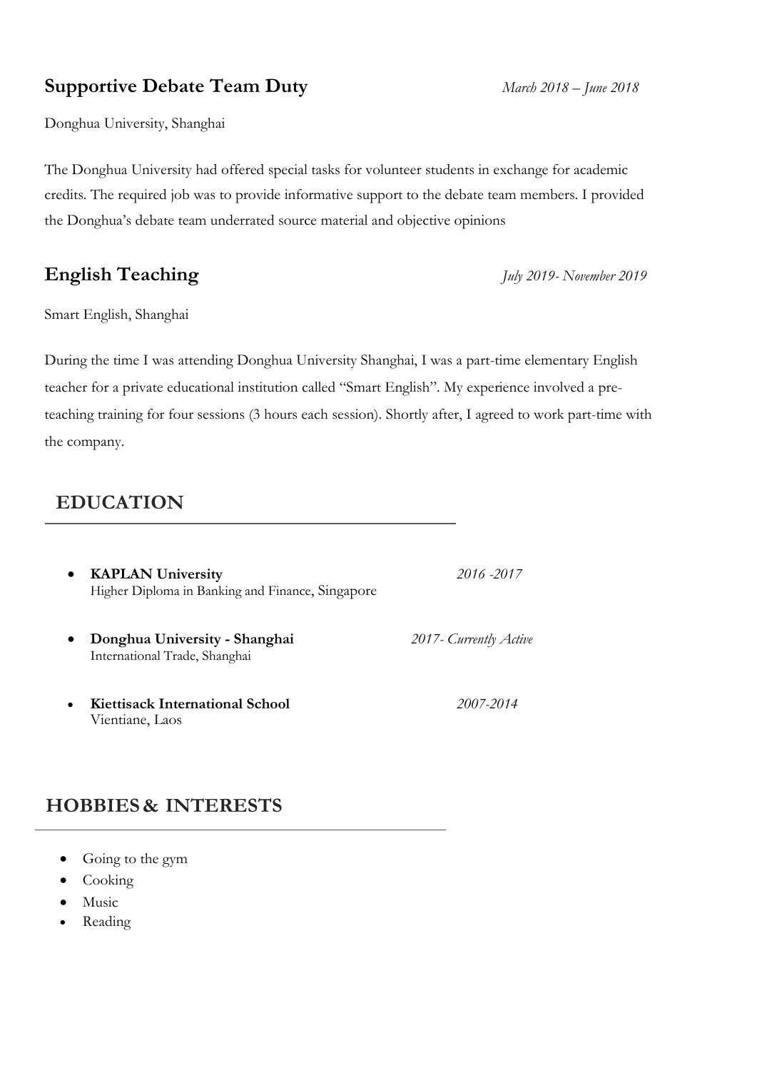### Supportive Debate Team Duty *March 2018 – June 2018*

Donghua University, Shanghai

The Donghua University had offered special tasks for volunteer students in exchange for academic credits. The required job was to provide informative support to the debate team members. I provided the Donghua's debate team underrated source material and objective opinions

### English Teaching *July 2019- November 2019*

Smart English, Shanghai

During the time I was attending Donghua University Shanghai, I was a part-time elementary English teacher for a private educational institution called "Smart English". My experience involved a pre-teaching training for four sessions (3 hours each session). Shortly after, I agreed to work part-time with the company.

## EDUCATION

- **KAPLAN University** *2016 -2017*
  Higher Diploma in Banking and Finance, Singapore

- **Donghua University - Shanghai** *2017- Currently Active*
  International Trade, Shanghai

- **Kiettisack International School** *2007-2014*
  Vientiane, Laos

## HOBBIES & INTERESTS

- Going to the gym
- Cooking
- Music
- Reading